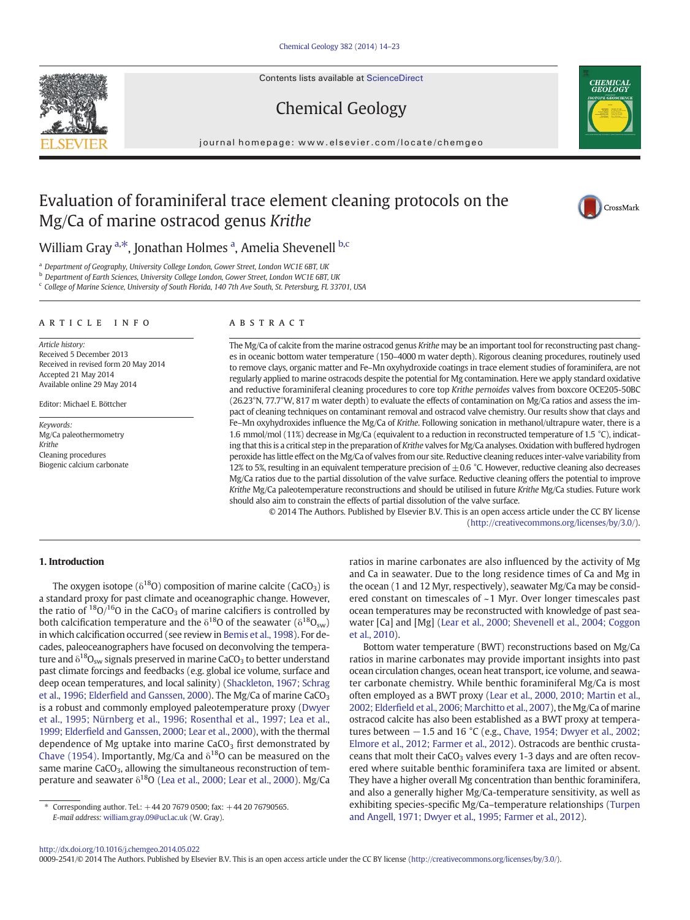# Evaluation of foraminiferal trace element cleaning protocols on the Mg/Ca of marine ostracod genus *Krithe*

William Gray [a,*], Jonathan Holmes [a], Amelia Shevenell [b,c]

[a] Department of Geography, University College London, Gower Street, London WC1E 6BT, UK
[b] Department of Earth Sciences, University College London, Gower Street, London WC1E 6BT, UK
[c] College of Marine Science, University of South Florida, 140 7th Ave South, St. Petersburg, FL 33701, USA

## ARTICLE INFO

*Article history:*
Received 5 December 2013
Received in revised form 20 May 2014
Accepted 21 May 2014
Available online 29 May 2014

Editor: Michael E. Böttcher

*Keywords:*
Mg/Ca paleothermometry
*Krithe*
Cleaning procedures
Biogenic calcium carbonate

## ABSTRACT

The Mg/Ca of calcite from the marine ostracod genus *Krithe* may be an important tool for reconstructing past changes in oceanic bottom water temperature (150–4000 m water depth). Rigorous cleaning procedures, routinely used to remove clays, organic matter and Fe–Mn oxyhydroxide coatings in trace element studies of foraminifera, are not regularly applied to marine ostracods despite the potential for Mg contamination. Here we apply standard oxidative and reductive foraminiferal cleaning procedures to core top *Krithe pernoides* valves from boxcore OCE205-50BC (26.23°N, 77.7°W, 817 m water depth) to evaluate the effects of contamination on Mg/Ca ratios and assess the impact of cleaning techniques on contaminant removal and ostracod valve chemistry. Our results show that clays and Fe–Mn oxyhydroxides influence the Mg/Ca of *Krithe*. Following sonication in methanol/ultrapure water, there is a 1.6 mmol/mol (11%) decrease in Mg/Ca (equivalent to a reduction in reconstructed temperature of 1.5 °C), indicating that this is a critical step in the preparation of *Krithe* valves for Mg/Ca analyses. Oxidation with buffered hydrogen peroxide has little effect on the Mg/Ca of valves from our site. Reductive cleaning reduces inter-valve variability from 12% to 5%, resulting in an equivalent temperature precision of ±0.6 °C. However, reductive cleaning also decreases Mg/Ca ratios due to the partial dissolution of the valve surface. Reductive cleaning offers the potential to improve *Krithe* Mg/Ca paleotemperature reconstructions and should be utilised in future *Krithe* Mg/Ca studies. Future work should also aim to constrain the effects of partial dissolution of the valve surface.

© 2014 The Authors. Published by Elsevier B.V. This is an open access article under the CC BY license (http://creativecommons.org/licenses/by/3.0/).

## 1. Introduction

The oxygen isotope ($\delta^{18}O$) composition of marine calcite ($CaCO_3$) is a standard proxy for past climate and oceanographic change. However, the ratio of $^{18}O/^{16}O$ in the $CaCO_3$ of marine calcifiers is controlled by both calcification temperature and the $\delta^{18}O$ of the seawater ($\delta^{18}O_{sw}$) in which calcification occurred (see review in Bemis et al., 1998). For decades, paleoceanographers have focused on deconvolving the temperature and $\delta^{18}O_{sw}$ signals preserved in marine $CaCO_3$ to better understand past climate forcings and feedbacks (e.g. global ice volume, surface and deep ocean temperatures, and local salinity) (Shackleton, 1967; Schrag et al., 1996; Elderfield and Ganssen, 2000). The Mg/Ca of marine $CaCO_3$ is a robust and commonly employed paleotemperature proxy (Dwyer et al., 1995; Nürnberg et al., 1996; Rosenthal et al., 1997; Lea et al., 1999; Elderfield and Ganssen, 2000; Lear et al., 2000), with the thermal dependence of Mg uptake into marine $CaCO_3$ first demonstrated by Chave (1954). Importantly, Mg/Ca and $\delta^{18}O$ can be measured on the same marine $CaCO_3$, allowing the simultaneous reconstruction of temperature and seawater $\delta^{18}O$ (Lea et al., 2000; Lear et al., 2000). Mg/Ca ratios in marine carbonates are also influenced by the activity of Mg and Ca in seawater. Due to the long residence times of Ca and Mg in the ocean (1 and 12 Myr, respectively), seawater Mg/Ca may be considered constant on timescales of ~1 Myr. Over longer timescales past ocean temperatures may be reconstructed with knowledge of past seawater [Ca] and [Mg] (Lear et al., 2000; Shevenell et al., 2004; Coggon et al., 2010).

Bottom water temperature (BWT) reconstructions based on Mg/Ca ratios in marine carbonates may provide important insights into past ocean circulation changes, ocean heat transport, ice volume, and seawater carbonate chemistry. While benthic foraminiferal Mg/Ca is most often employed as a BWT proxy (Lear et al., 2000, 2010; Martin et al., 2002; Elderfield et al., 2006; Marchitto et al., 2007), the Mg/Ca of marine ostracod calcite has also been established as a BWT proxy at temperatures between −1.5 and 16 °C (e.g., Chave, 1954; Dwyer et al., 2002; Elmore et al., 2012; Farmer et al., 2012). Ostracods are benthic crustaceans that molt their $CaCO_3$ valves every 1-3 days and are often recovered where suitable benthic foraminifera taxa are limited or absent. They have a higher overall Mg concentration than benthic foraminifera, and also a generally higher Mg/Ca-temperature sensitivity, as well as exhibiting species-specific Mg/Ca–temperature relationships (Turpen and Angell, 1971; Dwyer et al., 1995; Farmer et al., 2012).

* Corresponding author. Tel.: +44 20 7679 0500; fax: +44 20 76790565.
*E-mail address:* william.gray.09@ucl.ac.uk (W. Gray).

http://dx.doi.org/10.1016/j.chemgeo.2014.05.022
0009-2541/© 2014 The Authors. Published by Elsevier B.V. This is an open access article under the CC BY license (http://creativecommons.org/licenses/by/3.0/).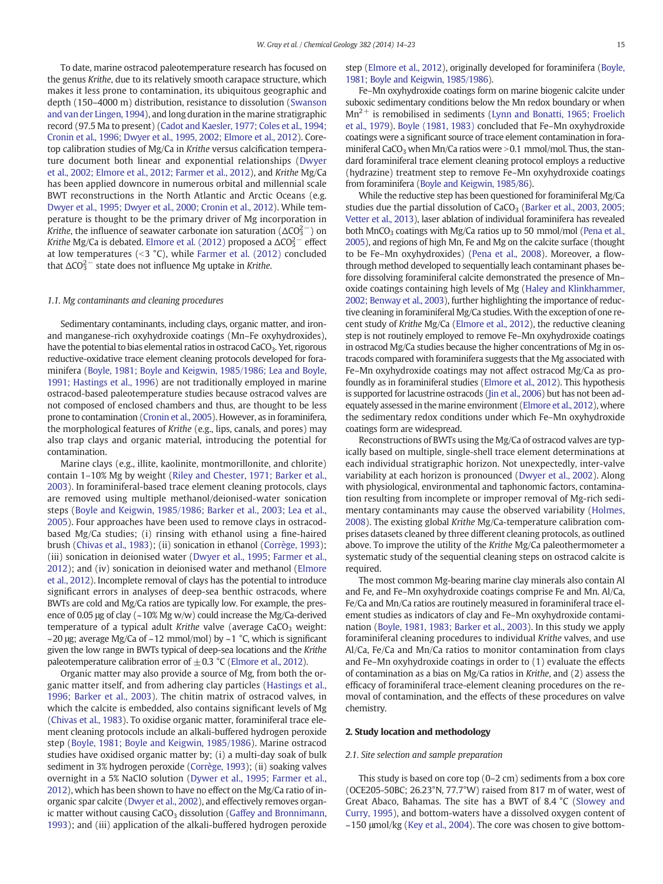To date, marine ostracod paleotemperature research has focused on the genus *Krithe*, due to its relatively smooth carapace structure, which makes it less prone to contamination, its ubiquitous geographic and depth (150–4000 m) distribution, resistance to dissolution (Swanson and van der Lingen, 1994), and long duration in the marine stratigraphic record (97.5 Ma to present) (Cadot and Kaesler, 1977; Coles et al., 1994; Cronin et al., 1996; Dwyer et al., 1995, 2002; Elmore et al., 2012). Core-top calibration studies of Mg/Ca in *Krithe* versus calcification temperature document both linear and exponential relationships (Dwyer et al., 2002; Elmore et al., 2012; Farmer et al., 2012), and *Krithe* Mg/Ca has been applied downcore in numerous orbital and millennial scale BWT reconstructions in the North Atlantic and Arctic Oceans (e.g. Dwyer et al., 1995; Dwyer et al., 2000; Cronin et al., 2012). While temperature is thought to be the primary driver of Mg incorporation in *Krithe*, the influence of seawater carbonate ion saturation ($\Delta CO_3^{2-}$) on *Krithe* Mg/Ca is debated. Elmore et al. (2012) proposed a $\Delta CO_3^{2-}$ effect at low temperatures (<3 °C), while Farmer et al. (2012) concluded that $\Delta CO_3^{2-}$ state does not influence Mg uptake in *Krithe*.

### 1.1. Mg contaminants and cleaning procedures

Sedimentary contaminants, including clays, organic matter, and iron- and manganese-rich oxyhydroxide coatings (Mn–Fe oxyhydroxides), have the potential to bias elemental ratios in ostracod $CaCO_3$. Yet, rigorous reductive-oxidative trace element cleaning protocols developed for foraminifera (Boyle, 1981; Boyle and Keigwin, 1985/1986; Lea and Boyle, 1991; Hastings et al., 1996) are not traditionally employed in marine ostracod-based paleotemperature studies because ostracod valves are not composed of enclosed chambers and thus, are thought to be less prone to contamination (Cronin et al., 2005). However, as in foraminifera, the morphological features of *Krithe* (e.g., lips, canals, and pores) may also trap clays and organic material, introducing the potential for contamination.

Marine clays (e.g., illite, kaolinite, montmorillonite, and chlorite) contain 1–10% Mg by weight (Riley and Chester, 1971; Barker et al., 2003). In foraminiferal-based trace element cleaning protocols, clays are removed using multiple methanol/deionised-water sonication steps (Boyle and Keigwin, 1985/1986; Barker et al., 2003; Lea et al., 2005). Four approaches have been used to remove clays in ostracod-based Mg/Ca studies; (i) rinsing with ethanol using a fine-haired brush (Chivas et al., 1983); (ii) sonication in ethanol (Corrège, 1993); (iii) sonication in deionised water (Dwyer et al., 1995; Farmer et al., 2012); and (iv) sonication in deionised water and methanol (Elmore et al., 2012). Incomplete removal of clays has the potential to introduce significant errors in analyses of deep-sea benthic ostracods, where BWTs are cold and Mg/Ca ratios are typically low. For example, the presence of 0.05 μg of clay (~10% Mg w/w) could increase the Mg/Ca-derived temperature of a typical adult *Krithe* valve (average $CaCO_3$ weight: ~20 μg; average Mg/Ca of ~12 mmol/mol) by ~1 °C, which is significant given the low range in BWTs typical of deep-sea locations and the *Krithe* paleotemperature calibration error of ±0.3 °C (Elmore et al., 2012).

Organic matter may also provide a source of Mg, from both the organic matter itself, and from adhering clay particles (Hastings et al., 1996; Barker et al., 2003). The chitin matrix of ostracod valves, in which the calcite is embedded, also contains significant levels of Mg (Chivas et al., 1983). To oxidise organic matter, foraminiferal trace element cleaning protocols include an alkali-buffered hydrogen peroxide step (Boyle, 1981; Boyle and Keigwin, 1985/1986). Marine ostracod studies have oxidised organic matter by; (i) a multi-day soak of bulk sediment in 3% hydrogen peroxide (Corrège, 1993); (ii) soaking valves overnight in a 5% NaClO solution (Dywer et al., 1995; Farmer et al., 2012), which has been shown to have no effect on the Mg/Ca ratio of inorganic spar calcite (Dwyer et al., 2002), and effectively removes organic matter without causing $CaCO_3$ dissolution (Gaffey and Bronnimann, 1993); and (iii) application of the alkali-buffered hydrogen peroxide step (Elmore et al., 2012), originally developed for foraminifera (Boyle, 1981; Boyle and Keigwin, 1985/1986).

Fe–Mn oxyhydroxide coatings form on marine biogenic calcite under suboxic sedimentary conditions below the Mn redox boundary or when $Mn^{2+}$ is remobilised in sediments (Lynn and Bonatti, 1965; Froelich et al., 1979). Boyle (1981, 1983) concluded that Fe–Mn oxyhydroxide coatings were a significant source of trace element contamination in foraminiferal $CaCO_3$ when Mn/Ca ratios were >0.1 mmol/mol. Thus, the standard foraminiferal trace element cleaning protocol employs a reductive (hydrazine) treatment step to remove Fe–Mn oxyhydroxide coatings from foraminifera (Boyle and Keigwin, 1985/86).

While the reductive step has been questioned for foraminiferal Mg/Ca studies due the partial dissolution of $CaCO_3$ (Barker et al., 2003, 2005; Vetter et al., 2013), laser ablation of individual foraminifera has revealed both $MnCO_3$ coatings with Mg/Ca ratios up to 50 mmol/mol (Pena et al., 2005), and regions of high Mn, Fe and Mg on the calcite surface (thought to be Fe–Mn oxyhydroxides) (Pena et al., 2008). Moreover, a flow-through method developed to sequentially leach contaminant phases before dissolving foraminiferal calcite demonstrated the presence of Mn-oxide coatings containing high levels of Mg (Haley and Klinkhammer, 2002; Benway et al., 2003), further highlighting the importance of reductive cleaning in foraminiferal Mg/Ca studies. With the exception of one recent study of *Krithe* Mg/Ca (Elmore et al., 2012), the reductive cleaning step is not routinely employed to remove Fe–Mn oxyhydroxide coatings in ostracod Mg/Ca studies because the higher concentrations of Mg in ostracods compared with foraminifera suggests that the Mg associated with Fe–Mn oxyhydroxide coatings may not affect ostracod Mg/Ca as profoundly as in foraminiferal studies (Elmore et al., 2012). This hypothesis is supported for lacustrine ostracods (Jin et al., 2006) but has not been adequately assessed in the marine environment (Elmore et al., 2012), where the sedimentary redox conditions under which Fe–Mn oxyhydroxide coatings form are widespread.

Reconstructions of BWTs using the Mg/Ca of ostracod valves are typically based on multiple, single-shell trace element determinations at each individual stratigraphic horizon. Not unexpectedly, inter-valve variability at each horizon is pronounced (Dwyer et al., 2002). Along with physiological, environmental and taphonomic factors, contamination resulting from incomplete or improper removal of Mg-rich sedimentary contaminants may cause the observed variability (Holmes, 2008). The existing global *Krithe* Mg/Ca-temperature calibration comprises datasets cleaned by three different cleaning protocols, as outlined above. To improve the utility of the *Krithe* Mg/Ca paleothermometer a systematic study of the sequential cleaning steps on ostracod calcite is required.

The most common Mg-bearing marine clay minerals also contain Al and Fe, and Fe–Mn oxyhydroxide coatings comprise Fe and Mn. Al/Ca, Fe/Ca and Mn/Ca ratios are routinely measured in foraminiferal trace element studies as indicators of clay and Fe–Mn oxyhydroxide contamination (Boyle, 1981, 1983; Barker et al., 2003). In this study we apply foraminiferal cleaning procedures to individual *Krithe* valves, and use Al/Ca, Fe/Ca and Mn/Ca ratios to monitor contamination from clays and Fe–Mn oxyhydroxide coatings in order to (1) evaluate the effects of contamination as a bias on Mg/Ca ratios in *Krithe*, and (2) assess the efficacy of foraminiferal trace-element cleaning procedures on the removal of contamination, and the effects of these procedures on valve chemistry.

## 2. Study location and methodology

### 2.1. Site selection and sample preparation

This study is based on core top (0–2 cm) sediments from a box core (OCE205-50BC; 26.23°N, 77.7°W) raised from 817 m of water, west of Great Abaco, Bahamas. The site has a BWT of 8.4 °C (Slowey and Curry, 1995), and bottom-waters have a dissolved oxygen content of ~150 μmol/kg (Key et al., 2004). The core was chosen to give bottom-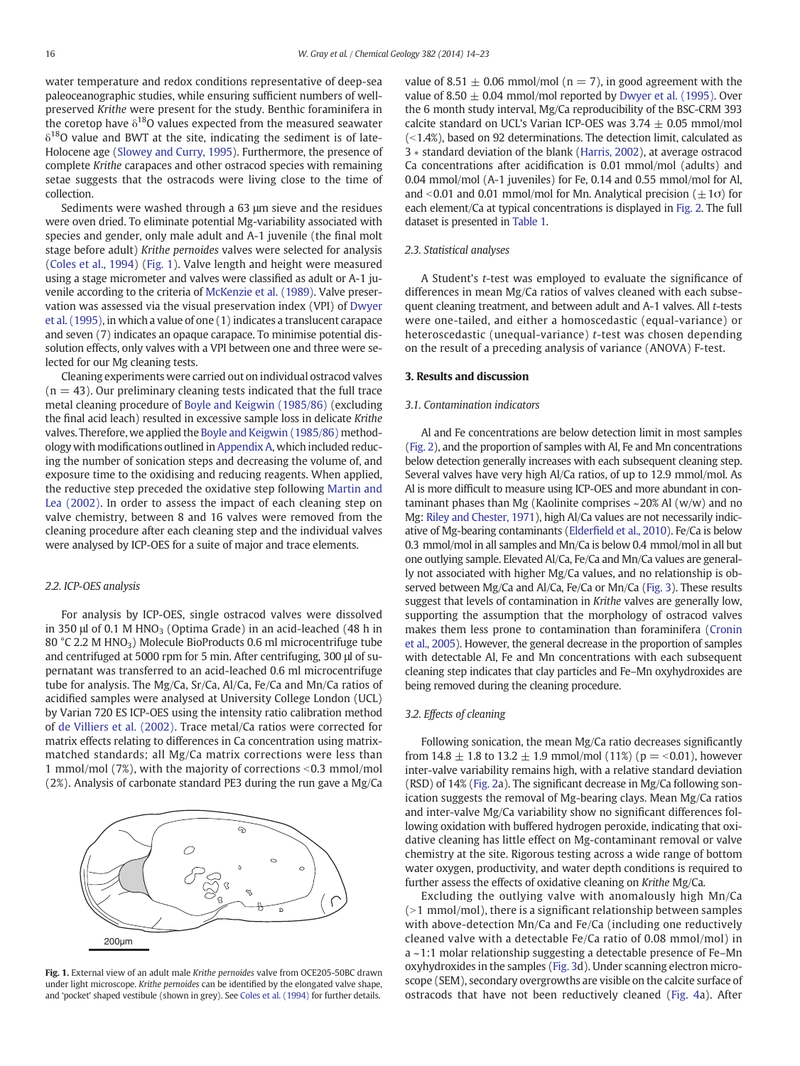water temperature and redox conditions representative of deep-sea paleoceanographic studies, while ensuring sufficient numbers of well-preserved *Krithe* were present for the study. Benthic foraminifera in the coretop have $\delta^{18}O$ values expected from the measured seawater $\delta^{18}O$ value and BWT at the site, indicating the sediment is of late-Holocene age (Slowey and Curry, 1995). Furthermore, the presence of complete *Krithe* carapaces and other ostracod species with remaining setae suggests that the ostracods were living close to the time of collection.

Sediments were washed through a 63 μm sieve and the residues were oven dried. To eliminate potential Mg-variability associated with species and gender, only male adult and A-1 juvenile (the final molt stage before adult) *Krithe pernoides* valves were selected for analysis (Coles et al., 1994) (Fig. 1). Valve length and height were measured using a stage micrometer and valves were classified as adult or A-1 juvenile according to the criteria of McKenzie et al. (1989). Valve preservation was assessed via the visual preservation index (VPI) of Dwyer et al. (1995), in which a value of one (1) indicates a translucent carapace and seven (7) indicates an opaque carapace. To minimise potential dissolution effects, only valves with a VPI between one and three were selected for our Mg cleaning tests.

Cleaning experiments were carried out on individual ostracod valves ($n = 43$). Our preliminary cleaning tests indicated that the full trace metal cleaning procedure of Boyle and Keigwin (1985/86) (excluding the final acid leach) resulted in excessive sample loss in delicate *Krithe* valves. Therefore, we applied the Boyle and Keigwin (1985/86) methodology with modifications outlined in Appendix A, which included reducing the number of sonication steps and decreasing the volume of, and exposure time to the oxidising and reducing reagents. When applied, the reductive step preceded the oxidative step following Martin and Lea (2002). In order to assess the impact of each cleaning step on valve chemistry, between 8 and 16 valves were removed from the cleaning procedure after each cleaning step and the individual valves were analysed by ICP-OES for a suite of major and trace elements.

### 2.2. ICP-OES analysis

For analysis by ICP-OES, single ostracod valves were dissolved in 350 μl of 0.1 M $HNO_3$ (Optima Grade) in an acid-leached (48 h in 80 °C 2.2 M $HNO_3$) Molecule BioProducts 0.6 ml microcentrifuge tube and centrifuged at 5000 rpm for 5 min. After centrifuging, 300 μl of supernatant was transferred to an acid-leached 0.6 ml microcentrifuge tube for analysis. The Mg/Ca, Sr/Ca, Al/Ca, Fe/Ca and Mn/Ca ratios of acidified samples were analysed at University College London (UCL) by Varian 720 ES ICP-OES using the intensity ratio calibration method of de Villiers et al. (2002). Trace metal/Ca ratios were corrected for matrix effects relating to differences in Ca concentration using matrix-matched standards; all Mg/Ca matrix corrections were less than 1 mmol/mol (7%), with the majority of corrections <0.3 mmol/mol (2%). Analysis of carbonate standard PE3 during the run gave a Mg/Ca value of $8.51 \pm 0.06$ mmol/mol ($n = 7$), in good agreement with the value of $8.50 \pm 0.04$ mmol/mol reported by Dwyer et al. (1995). Over the 6 month study interval, Mg/Ca reproducibility of the BSC-CRM 393 calcite standard on UCL's Varian ICP-OES was $3.74 \pm 0.05$ mmol/mol (<1.4%), based on 92 determinations. The detection limit, calculated as 3 * standard deviation of the blank (Harris, 2002), at average ostracod Ca concentrations is 0.01 mmol/mol (adults) and 0.04 mmol/mol (A-1 juveniles) for Fe, 0.14 and 0.55 mmol/mol for Al, and <0.01 and 0.01 mmol/mol for Mn. Analytical precision ($\pm 1\sigma$) for each element/Ca at typical concentrations is displayed in Fig. 2. The full dataset is presented in Table 1.

Fig. 1. External view of an adult male *Krithe pernoides* valve from OCE205-50BC drawn under light microscope. *Krithe pernoides* can be identified by the elongated valve shape, and 'pocket' shaped vestibule (shown in grey). See Coles et al. (1994) for further details.

### 2.3. Statistical analyses

A Student's *t*-test was employed to evaluate the significance of differences in mean Mg/Ca ratios of valves cleaned with each subsequent cleaning treatment, and between adult and A-1 valves. All *t*-tests were one-tailed, and either a homoscedastic (equal-variance) or heteroscedastic (unequal-variance) *t*-test was chosen depending on the result of a preceding analysis of variance (ANOVA) F-test.

## 3. Results and discussion

### 3.1. Contamination indicators

Al and Fe concentrations are below detection limit in most samples (Fig. 2), and the proportion of samples with Al, Fe and Mn concentrations below detection generally increases with each subsequent cleaning step. Several valves have very high Al/Ca ratios, of up to 12.9 mmol/mol. As Al is more difficult to measure using ICP-OES and more abundant in contaminant phases than Mg (Kaolinite comprises ~20% Al (w/w) and no Mg: Riley and Chester, 1971), high Al/Ca values are not necessarily indicative of Mg-bearing contaminants (Elderfield et al., 2010). Fe/Ca is below 0.3 mmol/mol in all samples and Mn/Ca is below 0.4 mmol/mol in all but one outlying sample. Elevated Al/Ca, Fe/Ca and Mn/Ca values are generally not associated with higher Mg/Ca values, and no relationship is observed between Mg/Ca and Al/Ca, Fe/Ca or Mn/Ca (Fig. 3). These results suggest that levels of contamination in *Krithe* valves are generally low, supporting the assumption that the morphology of ostracod valves makes them less prone to contamination than foraminifera (Cronin et al., 2005). However, the general decrease in the proportion of samples with detectable Al, Fe and Mn concentrations with each subsequent cleaning step indicates that clay particles and Fe–Mn oxyhydroxides are being removed during the cleaning procedure.

### 3.2. Effects of cleaning

Following sonication, the mean Mg/Ca ratio decreases significantly from $14.8 \pm 1.8$ to $13.2 \pm 1.9$ mmol/mol (11%) ($p = <0.01$), however inter-valve variability remains high, with a relative standard deviation (RSD) of 14% (Fig. 2a). The significant decrease in Mg/Ca following sonication suggests the removal of Mg-bearing clays. Mean Mg/Ca ratios and inter-valve Mg/Ca variability show no significant differences following oxidation with buffered hydrogen peroxide, indicating that oxidative cleaning has little effect on Mg-contaminant removal or valve chemistry at the site. Rigorous testing across a wide range of bottom water oxygen, productivity, and water depth conditions is required to further assess the effects of oxidative cleaning on *Krithe* Mg/Ca.

Excluding the outlying valve with anomalously high Mn/Ca (>1 mmol/mol), there is a significant relationship between samples with above-detection Mn/Ca and Fe/Ca (including one reductively cleaned valve with a detectable Fe/Ca ratio of 0.08 mmol/mol) in a ~1:1 molar relationship suggesting a detectable presence of Fe–Mn oxyhydroxides in the samples (Fig. 3d). Under scanning electron microscope (SEM), secondary overgrowths are visible on the calcite surface of ostracods that have not been reductively cleaned (Fig. 4a). After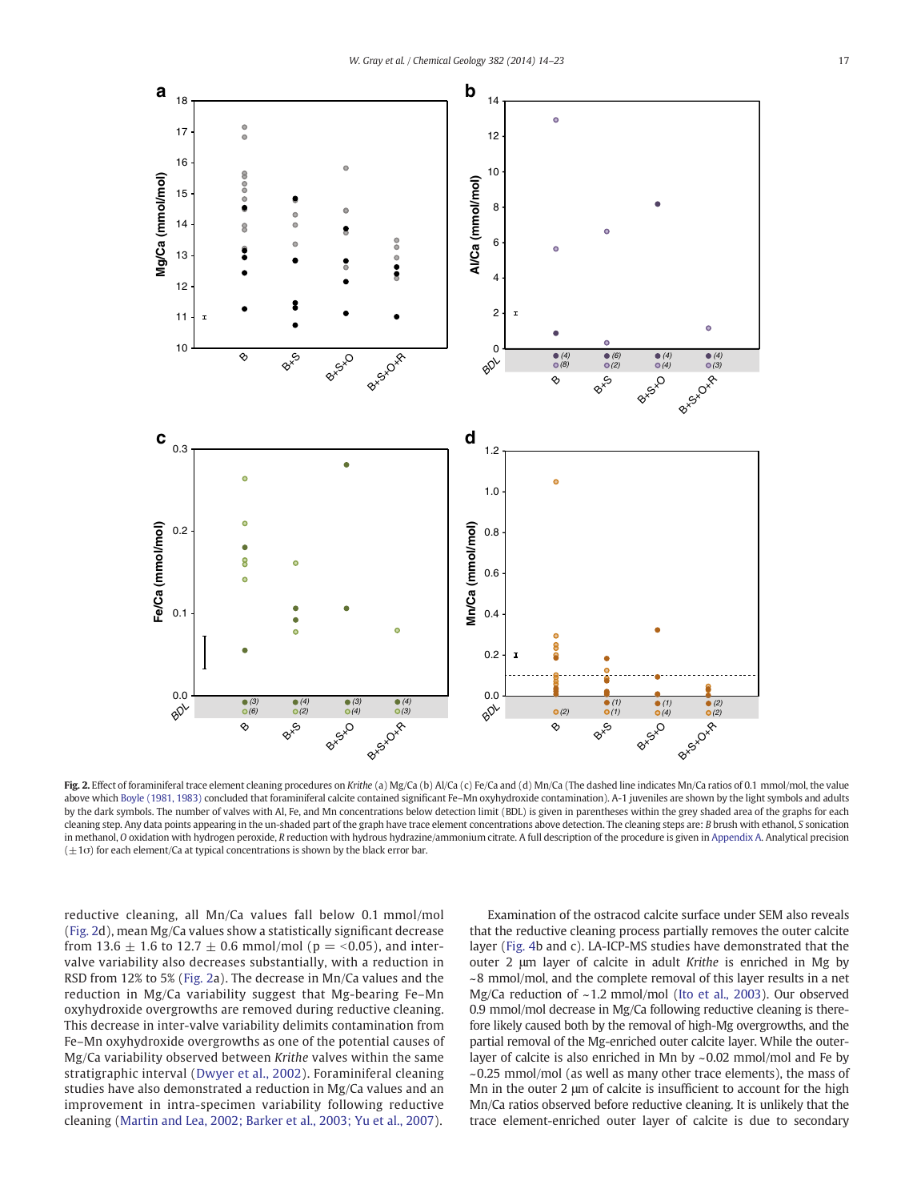**Fig. 2.** Effect of foraminiferal trace element cleaning procedures on *Krithe* (a) Mg/Ca (b) Al/Ca (c) Fe/Ca and (d) Mn/Ca (The dashed line indicates Mn/Ca ratios of 0.1 mmol/mol, the value above which Boyle (1981, 1983) concluded that foraminiferal calcite contained significant Fe–Mn oxyhydroxide contamination). A-1 juveniles are shown by the light symbols and adults by the dark symbols. The number of valves with Al, Fe, and Mn concentrations below detection limit (BDL) is given in parentheses within the grey shaded area of the graphs for each cleaning step. Any data points appearing in the un-shaded part of the graph have trace element concentrations above detection. The cleaning steps are: *B* brush with ethanol, *S* sonication in methanol, *O* oxidation with hydrogen peroxide, *R* reduction with hydrous hydrazine/ammonium citrate. A full description of the procedure is given in Appendix A. Analytical precision ($\pm 1\sigma$) for each element/Ca at typical concentrations is shown by the black error bar.

reductive cleaning, all Mn/Ca values fall below 0.1 mmol/mol (Fig. 2d), mean Mg/Ca values show a statistically significant decrease from 13.6 ± 1.6 to 12.7 ± 0.6 mmol/mol ($p = <0.05$), and inter-valve variability also decreases substantially, with a reduction in RSD from 12% to 5% (Fig. 2a). The decrease in Mn/Ca values and the reduction in Mg/Ca variability suggest that Mg-bearing Fe–Mn oxyhydroxide overgrowths are removed during reductive cleaning. This decrease in inter-valve variability delimits contamination from Fe–Mn oxyhydroxide overgrowths as one of the potential causes of Mg/Ca variability observed between *Krithe* valves within the same stratigraphic interval (Dwyer et al., 2002). Foraminiferal cleaning studies have also demonstrated a reduction in Mg/Ca values and an improvement in intra-specimen variability following reductive cleaning (Martin and Lea, 2002; Barker et al., 2003; Yu et al., 2007).

Examination of the ostracod calcite surface under SEM also reveals that the reductive cleaning process partially removes the outer calcite layer (Fig. 4b and c). LA-ICP-MS studies have demonstrated that the outer 2 μm layer of calcite in adult *Krithe* is enriched in Mg by ~8 mmol/mol, and the complete removal of this layer results in a net Mg/Ca reduction of ~1.2 mmol/mol (Ito et al., 2003). Our observed 0.9 mmol/mol decrease in Mg/Ca following reductive cleaning is therefore likely caused both by the removal of high-Mg overgrowths, and the partial removal of the Mg-enriched outer calcite layer. While the outer-layer of calcite is also enriched in Mn by ~0.02 mmol/mol and Fe by ~0.25 mmol/mol (as well as many other trace elements), the mass of Mn in the outer 2 μm of calcite is insufficient to account for the high Mn/Ca ratios observed before reductive cleaning. It is unlikely that the trace element-enriched outer layer of calcite is due to secondary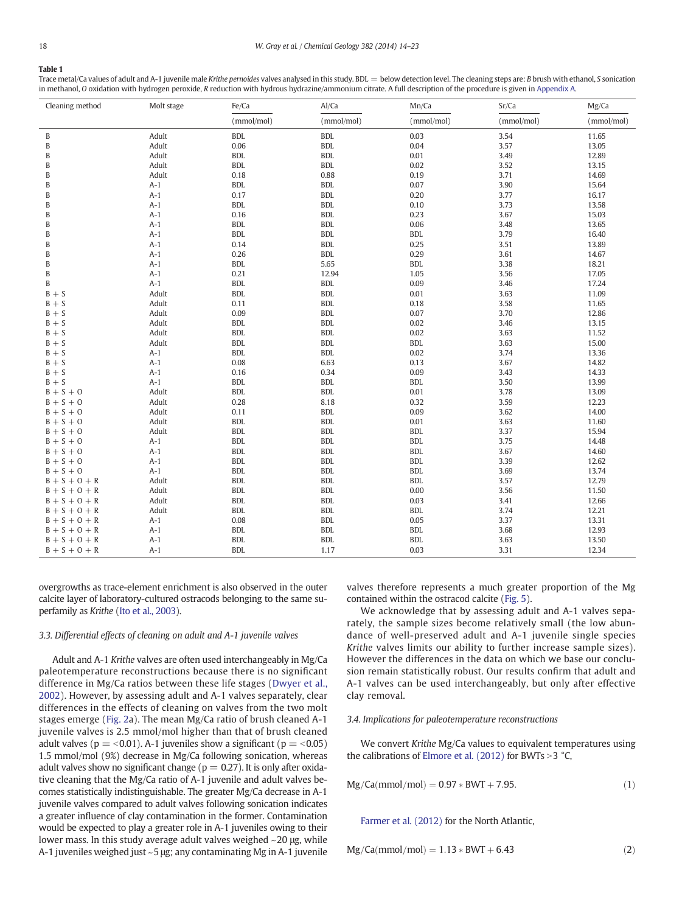**Table 1**
Trace metal/Ca values of adult and A-1 juvenile male *Krithe pernoides* valves analysed in this study. BDL = below detection level. The cleaning steps are: *B* brush with ethanol, *S* sonication in methanol, *O* oxidation with hydrogen peroxide, *R* reduction with hydrous hydrazine/ammonium citrate. A full description of the procedure is given in Appendix A.

| Cleaning method | Molt stage | Fe/Ca | Al/Ca | Mn/Ca | Sr/Ca | Mg/Ca |
|---|---|---|---|---|---|---|
| | | (mmol/mol) | (mmol/mol) | (mmol/mol) | (mmol/mol) | (mmol/mol) |
| B | Adult | BDL | BDL | 0.03 | 3.54 | 11.65 |
| B | Adult | 0.06 | BDL | 0.04 | 3.57 | 13.05 |
| B | Adult | BDL | BDL | 0.01 | 3.49 | 12.89 |
| B | Adult | BDL | BDL | 0.02 | 3.52 | 13.15 |
| B | Adult | 0.18 | 0.88 | 0.19 | 3.71 | 14.69 |
| B | A-1 | BDL | BDL | 0.07 | 3.90 | 15.64 |
| B | A-1 | 0.17 | BDL | 0.20 | 3.77 | 16.17 |
| B | A-1 | BDL | BDL | 0.10 | 3.73 | 13.58 |
| B | A-1 | 0.16 | BDL | 0.23 | 3.67 | 15.03 |
| B | A-1 | BDL | BDL | 0.06 | 3.48 | 13.65 |
| B | A-1 | BDL | BDL | BDL | 3.79 | 16.40 |
| B | A-1 | 0.14 | BDL | 0.25 | 3.51 | 13.89 |
| B | A-1 | 0.26 | BDL | 0.29 | 3.61 | 14.67 |
| B | A-1 | BDL | 5.65 | BDL | 3.38 | 18.21 |
| B | A-1 | 0.21 | 12.94 | 1.05 | 3.56 | 17.05 |
| B | A-1 | BDL | BDL | 0.09 | 3.46 | 17.24 |
| B + S | Adult | BDL | BDL | 0.01 | 3.63 | 11.09 |
| B + S | Adult | 0.11 | BDL | 0.18 | 3.58 | 11.65 |
| B + S | Adult | 0.09 | BDL | 0.07 | 3.70 | 12.86 |
| B + S | Adult | BDL | BDL | 0.02 | 3.46 | 13.15 |
| B + S | Adult | BDL | BDL | 0.02 | 3.63 | 11.52 |
| B + S | Adult | BDL | BDL | BDL | 3.63 | 15.00 |
| B + S | A-1 | BDL | BDL | 0.02 | 3.74 | 13.36 |
| B + S | A-1 | 0.08 | 6.63 | 0.13 | 3.67 | 14.82 |
| B + S | A-1 | 0.16 | 0.34 | 0.09 | 3.43 | 14.33 |
| B + S | A-1 | BDL | BDL | BDL | 3.50 | 13.99 |
| B + S + O | Adult | BDL | BDL | 0.01 | 3.78 | 13.09 |
| B + S + O | Adult | 0.28 | 8.18 | 0.32 | 3.59 | 12.23 |
| B + S + O | Adult | 0.11 | BDL | 0.09 | 3.62 | 14.00 |
| B + S + O | Adult | BDL | BDL | 0.01 | 3.63 | 11.60 |
| B + S + O | Adult | BDL | BDL | BDL | 3.37 | 15.94 |
| B + S + O | A-1 | BDL | BDL | BDL | 3.75 | 14.48 |
| B + S + O | A-1 | BDL | BDL | BDL | 3.67 | 14.60 |
| B + S + O | A-1 | BDL | BDL | BDL | 3.39 | 12.62 |
| B + S + O | A-1 | BDL | BDL | BDL | 3.69 | 13.74 |
| B + S + O + R | Adult | BDL | BDL | BDL | 3.57 | 12.79 |
| B + S + O + R | Adult | BDL | BDL | 0.00 | 3.56 | 11.50 |
| B + S + O + R | Adult | BDL | BDL | 0.03 | 3.41 | 12.66 |
| B + S + O + R | Adult | BDL | BDL | BDL | 3.74 | 12.21 |
| B + S + O + R | A-1 | 0.08 | BDL | 0.05 | 3.37 | 13.31 |
| B + S + O + R | A-1 | BDL | BDL | BDL | 3.68 | 12.93 |
| B + S + O + R | A-1 | BDL | BDL | BDL | 3.63 | 13.50 |
| B + S + O + R | A-1 | BDL | 1.17 | 0.03 | 3.31 | 12.34 |

overgrowths as trace-element enrichment is also observed in the outer calcite layer of laboratory-cultured ostracods belonging to the same superfamily as *Krithe* (Ito et al., 2003).

### 3.3. Differential effects of cleaning on adult and A-1 juvenile valves

Adult and A-1 *Krithe* valves are often used interchangeably in Mg/Ca paleotemperature reconstructions because there is no significant difference in Mg/Ca ratios between these life stages (Dwyer et al., 2002). However, by assessing adult and A-1 valves separately, clear differences in the effects of cleaning on valves from the two molt stages emerge (Fig. 2a). The mean Mg/Ca ratio of brush cleaned A-1 juvenile valves is 2.5 mmol/mol higher than that of brush cleaned adult valves ($p = <0.01$). A-1 juveniles show a significant ($p = <0.05$) 1.5 mmol/mol (9%) decrease in Mg/Ca following sonication, whereas adult valves show no significant change ($p = 0.27$). It is only after oxidative cleaning that the Mg/Ca ratio of A-1 juvenile and adult valves becomes statistically indistinguishable. The greater Mg/Ca decrease in A-1 juvenile valves compared to adult valves following sonication indicates a greater influence of clay contamination in the former. Contamination would be expected to play a greater role in A-1 juveniles owing to their lower mass. In this study average adult valves weighed ~20 μg, while A-1 juveniles weighed just ~5 μg; any contaminating Mg in A-1 juvenile valves therefore represents a much greater proportion of the Mg contained within the ostracod calcite (Fig. 5).

We acknowledge that by assessing adult and A-1 valves separately, the sample sizes become relatively small (the low abundance of well-preserved adult and A-1 juvenile single species *Krithe* valves limits our ability to further increase sample sizes). However the differences in the data on which we base our conclusion remain statistically robust. Our results confirm that adult and A-1 valves can be used interchangeably, but only after effective clay removal.

### 3.4. Implications for paleotemperature reconstructions

We convert *Krithe* Mg/Ca values to equivalent temperatures using the calibrations of Elmore et al. (2012) for BWTs >3 °C,

$$Mg/Ca(mmol/mol) = 0.97 * BWT + 7.95. \quad (1)$$

Farmer et al. (2012) for the North Atlantic,

$$Mg/Ca(mmol/mol) = 1.13 * BWT + 6.43 \quad (2)$$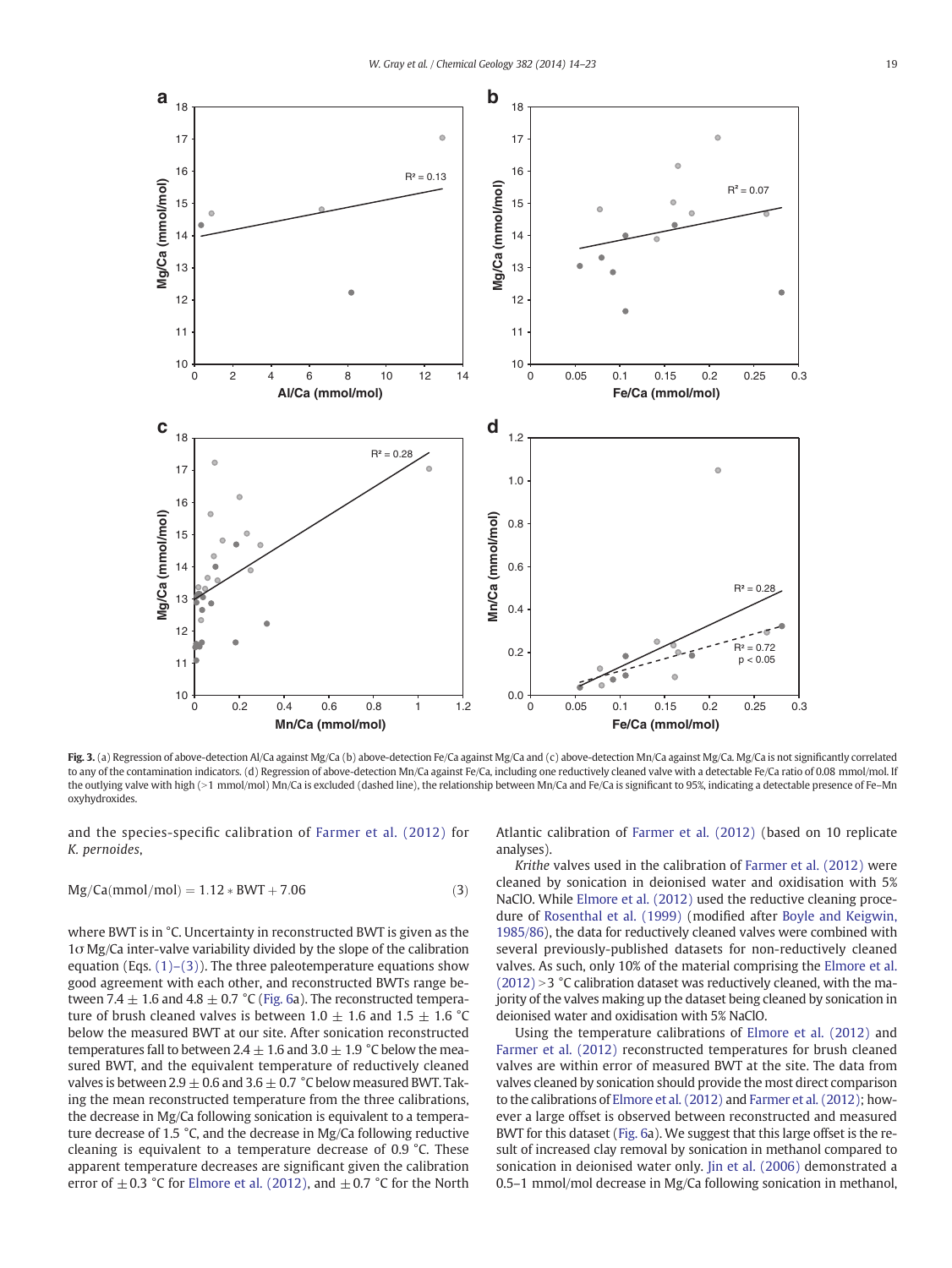**Fig. 3.** (a) Regression of above-detection Al/Ca against Mg/Ca (b) above-detection Fe/Ca against Mg/Ca and (c) above-detection Mn/Ca against Mg/Ca. Mg/Ca is not significantly correlated to any of the contamination indicators. (d) Regression of above-detection Mn/Ca against Fe/Ca, including one reductively cleaned valve with a detectable Fe/Ca ratio of 0.08 mmol/mol. If the outlying valve with high (>1 mmol/mol) Mn/Ca is excluded (dashed line), the relationship between Mn/Ca and Fe/Ca is significant to 95%, indicating a detectable presence of Fe–Mn oxyhydroxides.

and the species-specific calibration of Farmer et al. (2012) for *K. pernoides*,

$$\text{Mg/Ca(mmol/mol)} = 1.12 * \text{BWT} + 7.06 \tag{3}$$

where BWT is in °C. Uncertainty in reconstructed BWT is given as the 1σ Mg/Ca inter-valve variability divided by the slope of the calibration equation (Eqs. (1)–(3)). The three paleotemperature equations show good agreement with each other, and reconstructed BWTs range between 7.4 ± 1.6 and 4.8 ± 0.7 °C (Fig. 6a). The reconstructed temperature of brush cleaned valves is between 1.0 ± 1.6 and 1.5 ± 1.6 °C below the measured BWT at our site. After sonication reconstructed temperatures fall to between 2.4 ± 1.6 and 3.0 ± 1.9 °C below the measured BWT, and the equivalent temperature of reductively cleaned valves is between 2.9 ± 0.6 and 3.6 ± 0.7 °C below measured BWT. Taking the mean reconstructed temperature from the three calibrations, the decrease in Mg/Ca following sonication is equivalent to a temperature decrease of 1.5 °C, and the decrease in Mg/Ca following reductive cleaning is equivalent to a temperature decrease of 0.9 °C. These apparent temperature decreases are significant given the calibration error of ±0.3 °C for Elmore et al. (2012), and ±0.7 °C for the North Atlantic calibration of Farmer et al. (2012) (based on 10 replicate analyses).

*Krithe* valves used in the calibration of Farmer et al. (2012) were cleaned by sonication in deionised water and oxidisation with 5% NaClO. While Elmore et al. (2012) used the reductive cleaning procedure of Rosenthal et al. (1999) (modified after Boyle and Keigwin, 1985/86), the data for reductively cleaned valves were combined with several previously-published datasets for non-reductively cleaned valves. As such, only 10% of the material comprising the Elmore et al. (2012) >3 °C calibration dataset was reductively cleaned, with the majority of the valves making up the dataset being cleaned by sonication in deionised water and oxidisation with 5% NaClO.

Using the temperature calibrations of Elmore et al. (2012) and Farmer et al. (2012) reconstructed temperatures for brush cleaned valves are within error of measured BWT at the site. The data from valves cleaned by sonication should provide the most direct comparison to the calibrations of Elmore et al. (2012) and Farmer et al. (2012); however a large offset is observed between reconstructed and measured BWT for this dataset (Fig. 6a). We suggest that this large offset is the result of increased clay removal by sonication in methanol compared to sonication in deionised water only. Jin et al. (2006) demonstrated a 0.5–1 mmol/mol decrease in Mg/Ca following sonication in methanol,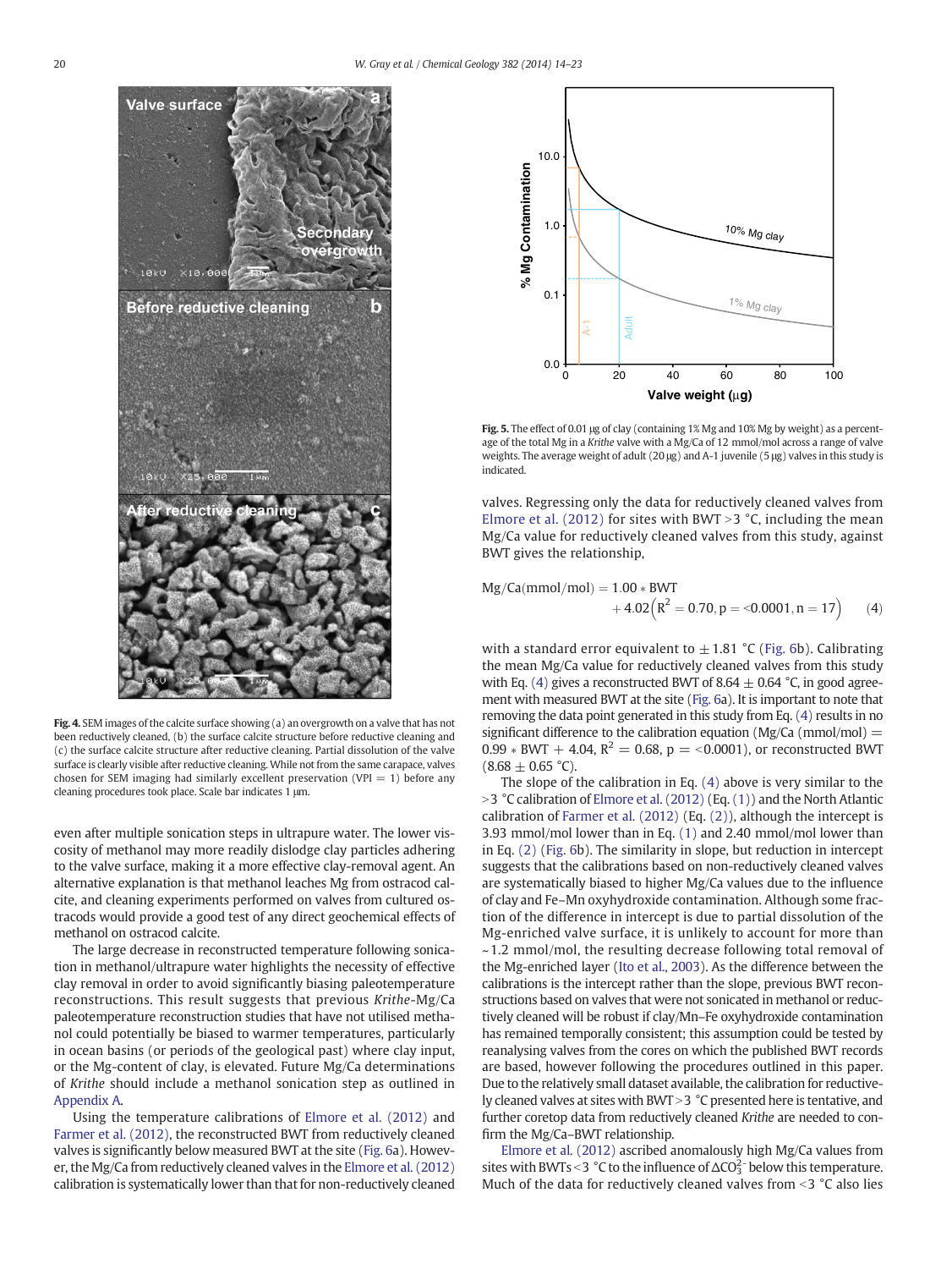Fig. 4. SEM images of the calcite surface showing (a) an overgrowth on a valve that has not been reductively cleaned, (b) the surface calcite structure before reductive cleaning and (c) the surface calcite structure after reductive cleaning. Partial dissolution of the valve surface is clearly visible after reductive cleaning. While not from the same carapace, valves chosen for SEM imaging had similarly excellent preservation (VPI = 1) before any cleaning procedures took place. Scale bar indicates 1 μm.

Fig. 5. The effect of 0.01 μg of clay (containing 1% Mg and 10% Mg by weight) as a percentage of the total Mg in a *Krithe* valve with a Mg/Ca of 12 mmol/mol across a range of valve weights. The average weight of adult (20 μg) and A-1 juvenile (5 μg) valves in this study is indicated.

even after multiple sonication steps in ultrapure water. The lower viscosity of methanol may more readily dislodge clay particles adhering to the valve surface, making it a more effective clay-removal agent. An alternative explanation is that methanol leaches Mg from ostracod calcite, and cleaning experiments performed on valves from cultured ostracods would provide a good test of any direct geochemical effects of methanol on ostracod calcite.

The large decrease in reconstructed temperature following sonication in methanol/ultrapure water highlights the necessity of effective clay removal in order to avoid significantly biasing paleotemperature reconstructions. This result suggests that previous *Krithe*-Mg/Ca paleotemperature reconstruction studies that have not utilised methanol could potentially be biased to warmer temperatures, particularly in ocean basins (or periods of the geological past) where clay input, or the Mg-content of clay, is elevated. Future Mg/Ca determinations of *Krithe* should include a methanol sonication step as outlined in Appendix A.

Using the temperature calibrations of Elmore et al. (2012) and Farmer et al. (2012), the reconstructed BWT from reductively cleaned valves is significantly below measured BWT at the site (Fig. 6a). However, the Mg/Ca from reductively cleaned valves in the Elmore et al. (2012) calibration is systematically lower than that for non-reductively cleaned valves. Regressing only the data for reductively cleaned valves from Elmore et al. (2012) for sites with BWT >3 °C, including the mean Mg/Ca value for reductively cleaned valves from this study, against BWT gives the relationship,

$$\text{Mg/Ca(mmol/mol)} = 1.00 * \text{BWT} + 4.02\left(R^2 = 0.70, p = <0.0001, n = 17\right) \quad (4)$$

with a standard error equivalent to ±1.81 °C (Fig. 6b). Calibrating the mean Mg/Ca value for reductively cleaned valves from this study with Eq. (4) gives a reconstructed BWT of 8.64 ± 0.64 °C, in good agreement with measured BWT at the site (Fig. 6a). It is important to note that removing the data point generated in this study from Eq. (4) results in no significant difference to the calibration equation (Mg/Ca (mmol/mol) = 0.99 * BWT + 4.04, $R^2 = 0.68$, p = <0.0001), or reconstructed BWT (8.68 ± 0.65 °C).

The slope of the calibration in Eq. (4) above is very similar to the >3 °C calibration of Elmore et al. (2012) (Eq. (1)) and the North Atlantic calibration of Farmer et al. (2012) (Eq. (2)), although the intercept is 3.93 mmol/mol lower than in Eq. (1) and 2.40 mmol/mol lower than in Eq. (2) (Fig. 6b). The similarity in slope, but reduction in intercept suggests that the calibrations based on non-reductively cleaned valves are systematically biased to higher Mg/Ca values due to the influence of clay and Fe–Mn oxyhydroxide contamination. Although some fraction of the difference in intercept is due to partial dissolution of the Mg-enriched valve surface, it is unlikely to account for more than ~1.2 mmol/mol, the resulting decrease following total removal of the Mg-enriched layer (Ito et al., 2003). As the difference between the calibrations is the intercept rather than the slope, previous BWT reconstructions based on valves that were not sonicated in methanol or reductively cleaned will be robust if clay/Mn–Fe oxyhydroxide contamination has remained temporally consistent; this assumption could be tested by reanalysing valves from the cores on which the published BWT records are based, however following the procedures outlined in this paper. Due to the relatively small dataset available, the calibration for reductively cleaned valves at sites with BWT >3 °C presented here is tentative, and further coretop data from reductively cleaned *Krithe* are needed to confirm the Mg/Ca–BWT relationship.

Elmore et al. (2012) ascribed anomalously high Mg/Ca values from sites with BWTs <3 °C to the influence of $\Delta CO_3^{2-}$ below this temperature. Much of the data for reductively cleaned valves from <3 °C also lies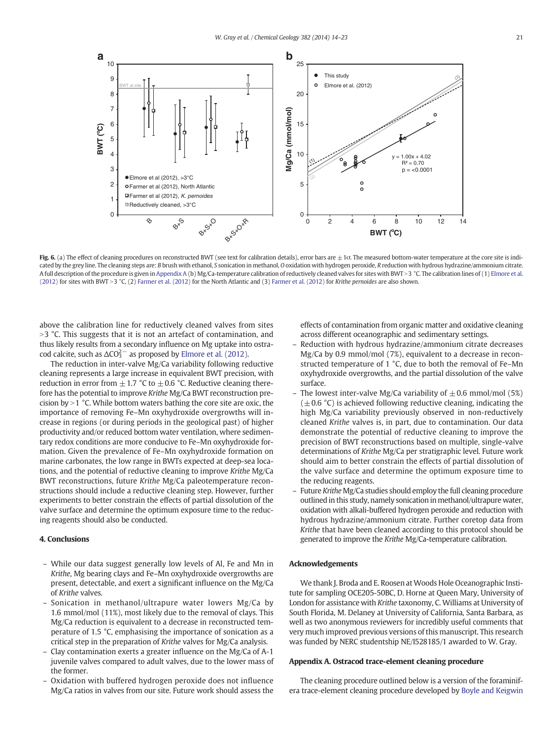Fig. 6. (a) The effect of cleaning procedures on reconstructed BWT (see text for calibration details), error bars are ±1σ. The measured bottom-water temperature at the core site is indicated by the grey line. The cleaning steps are: *B* brush with ethanol, *S* sonication in methanol, *O* oxidation with hydrogen peroxide, *R* reduction with hydrous hydrazine/ammonium citrate. A full description of the procedure is given in Appendix A (b) Mg/Ca-temperature calibration of reductively cleaned valves for sites with BWT > 3 °C. The calibration lines of (1) Elmore et al. (2012) for sites with BWT > 3 °C, (2) Farmer et al. (2012) for the North Atlantic and (3) Farmer et al. (2012) for *Krithe pernoides* are also shown.

above the calibration line for reductively cleaned valves from sites >3 °C. This suggests that it is not an artefact of contamination, and thus likely results from a secondary influence on Mg uptake into ostracod calcite, such as $\Delta CO_3^{2-}$ as proposed by Elmore et al. (2012).

The reduction in inter-valve Mg/Ca variability following reductive cleaning represents a large increase in equivalent BWT precision, with reduction in error from ±1.7 °C to ±0.6 °C. Reductive cleaning therefore has the potential to improve *Krithe* Mg/Ca BWT reconstruction precision by >1 °C. While bottom waters bathing the core site are oxic, the importance of removing Fe–Mn oxyhydroxide overgrowths will increase in regions (or during periods in the geological past) of higher productivity and/or reduced bottom water ventilation, where sedimentary redox conditions are more conducive to Fe–Mn oxyhydroxide formation. Given the prevalence of Fe–Mn oxyhydroxide formation on marine carbonates, the low range in BWTs expected at deep-sea locations, and the potential of reductive cleaning to improve *Krithe* Mg/Ca BWT reconstructions, future *Krithe* Mg/Ca paleotemperature reconstructions should include a reductive cleaning step. However, further experiments to better constrain the effects of partial dissolution of the valve surface and determine the optimum exposure time to the reducing reagents should also be conducted.

## 4. Conclusions

- While our data suggest generally low levels of Al, Fe and Mn in *Krithe*, Mg bearing clays and Fe–Mn oxyhydroxide overgrowths are present, detectable, and exert a significant influence on the Mg/Ca of *Krithe* valves.
- Sonication in methanol/ultrapure water lowers Mg/Ca by 1.6 mmol/mol (11%), most likely due to the removal of clays. This Mg/Ca reduction is equivalent to a decrease in reconstructed temperature of 1.5 °C, emphasising the importance of sonication as a critical step in the preparation of *Krithe* valves for Mg/Ca analysis.
- Clay contamination exerts a greater influence on the Mg/Ca of A-1 juvenile valves compared to adult valves, due to the lower mass of the former.
- Oxidation with buffered hydrogen peroxide does not influence Mg/Ca ratios in valves from our site. Future work should assess the effects of contamination from organic matter and oxidative cleaning across different oceanographic and sedimentary settings.
- Reduction with hydrous hydrazine/ammonium citrate decreases Mg/Ca by 0.9 mmol/mol (7%), equivalent to a decrease in reconstructed temperature of 1 °C, due to both the removal of Fe–Mn oxyhydroxide overgrowths, and the partial dissolution of the valve surface.
- The lowest inter-valve Mg/Ca variability of ±0.6 mmol/mol (5%) (±0.6 °C) is achieved following reductive cleaning, indicating the high Mg/Ca variability previously observed in non-reductively cleaned *Krithe* valves is, in part, due to contamination. Our data demonstrate the potential of reductive cleaning to improve the precision of BWT reconstructions based on multiple, single-valve determinations of *Krithe* Mg/Ca per stratigraphic level. Future work should aim to better constrain the effects of partial dissolution of the valve surface and determine the optimum exposure time to the reducing reagents.
- Future *Krithe* Mg/Ca studies should employ the full cleaning procedure outlined in this study, namely sonication in methanol/ultrapure water, oxidation with alkali-buffered hydrogen peroxide and reduction with hydrous hydrazine/ammonium citrate. Further coretop data from *Krithe* that have been cleaned according to this protocol should be generated to improve the *Krithe* Mg/Ca-temperature calibration.

## Acknowledgements

We thank J. Broda and E. Roosen at Woods Hole Oceanographic Institute for sampling OCE205-50BC, D. Horne at Queen Mary, University of London for assistance with *Krithe* taxonomy, C. Williams at University of South Florida, M. Delaney at University of California, Santa Barbara, as well as two anonymous reviewers for incredibly useful comments that very much improved previous versions of this manuscript. This research was funded by NERC studentship NE/I528185/1 awarded to W. Gray.

## Appendix A. Ostracod trace-element cleaning procedure

The cleaning procedure outlined below is a version of the foraminifera trace-element cleaning procedure developed by Boyle and Keigwin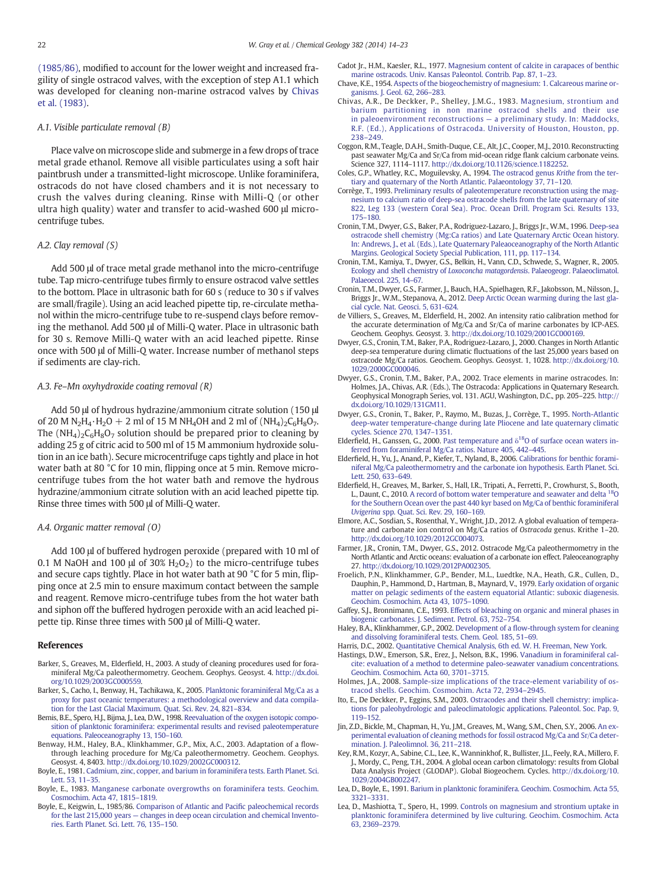(1985/86), modified to account for the lower weight and increased fragility of single ostracod valves, with the exception of step A1.1 which was developed for cleaning non-marine ostracod valves by Chivas et al. (1983).

### A.1. Visible particulate removal (B)

Place valve on microscope slide and submerge in a few drops of trace metal grade ethanol. Remove all visible particulates using a soft hair paintbrush under a transmitted-light microscope. Unlike foraminifera, ostracods do not have closed chambers and it is not necessary to crush the valves during cleaning. Rinse with Milli-Q (or other ultra high quality) water and transfer to acid-washed 600 μl micro-centrifuge tubes.

### A.2. Clay removal (S)

Add 500 μl of trace metal grade methanol into the micro-centrifuge tube. Tap micro-centrifuge tubes firmly to ensure ostracod valve settles to the bottom. Place in ultrasonic bath for 60 s (reduce to 30 s if valves are small/fragile). Using an acid leached pipette tip, re-circulate methanol within the micro-centrifuge tube to re-suspend clays before removing the methanol. Add 500 μl of Milli-Q water. Place in ultrasonic bath for 30 s. Remove Milli-Q water with an acid leached pipette. Rinse once with 500 μl of Milli-Q water. Increase number of methanol steps if sediments are clay-rich.

### A.3. Fe–Mn oxyhydroxide coating removal (R)

Add 50 μl of hydrous hydrazine/ammonium citrate solution (150 μl of 20 M $N_2H_4 \cdot H_2O$ + 2 ml of 15 M $NH_4OH$ and 2 ml of $(NH_4)_2C_6H_8O_7$. The $(NH_4)_2C_6H_8O_7$ solution should be prepared prior to cleaning by adding 25 g of citric acid to 500 ml of 15 M ammonium hydroxide solution in an ice bath). Secure microcentrifuge caps tightly and place in hot water bath at 80 °C for 10 min, flipping once at 5 min. Remove microcentrifuge tubes from the hot water bath and remove the hydrous hydrazine/ammonium citrate solution with an acid leached pipette tip. Rinse three times with 500 μl of Milli-Q water.

### A.4. Organic matter removal (O)

Add 100 μl of buffered hydrogen peroxide (prepared with 10 ml of 0.1 M NaOH and 100 μl of 30% $H_2O_2$) to the micro-centrifuge tubes and secure caps tightly. Place in hot water bath at 90 °C for 5 min, flipping once at 2.5 min to ensure maximum contact between the sample and reagent. Remove micro-centrifuge tubes from the hot water bath and siphon off the buffered hydrogen peroxide with an acid leached pipette tip. Rinse three times with 500 μl of Milli-Q water.

## References

Barker, S., Greaves, M., Elderfield, H., 2003. A study of cleaning procedures used for foraminifer Mg/Ca paleothermometry. Geochem. Geophys. Geosyst. 4. http://dx.doi.org/10.1029/2003GC000559.

Barker, S., Cacho, I., Benway, H., Tachikawa, K., 2005. Planktonic foraminiferal Mg/Ca as a proxy for past oceanic temperatures: a methodological overview and data compilation for the Last Glacial Maximum. Quat. Sci. Rev. 24, 821–834.

Bemis, B.E., Spero, H.J., Bijma, J., Lea, D.W., 1998. Reevaluation of the oxygen isotopic composition of planktonic foraminifera: experimental results and revised paleotemperature equations. Paleoceanography 13, 150–160.

Benway, H.M., Haley, B.A., Klinkhammer, G.P., Mix, A.C., 2003. Adaptation of a flow-through leaching procedure for Mg/Ca paleothermometry. Geochem. Geophys. Geosyst. 4, 8403. http://dx.doi.org/10.1029/2002GC000312.

Boyle, E., 1981. Cadmium, zinc, copper, and barium in foraminifera tests. Earth Planet. Sci. Lett. 53, 11–35.

Boyle, E., 1983. Manganese carbonate overgrowths on foraminifera tests. Geochim. Cosmochim. Acta 47, 1815–1819.

Boyle, E., Keigwin, L., 1985/86. Comparison of Atlantic and Pacific paleochemical records for the last 215,000 years — changes in deep ocean circulation and chemical Inventories. Earth Planet. Sci. Lett. 76, 135–150.

Cadot Jr., H.M., Kaesler, R.L., 1977. Magnesium content of calcite in carapaces of benthic marine ostracods. Univ. Kansas Paleontol. Contrib. Pap. 87, 1–23.

Chave, K.E., 1954. Aspects of the biogeochemistry of magnesium: 1. Calcareous marine organisms. J. Geol. 62, 266–283.

Chivas, A.R., De Deckker, P., Shelley, J.M.G., 1983. Magnesium, strontium and barium partitioning in non marine ostracod shells and their use in paleoenvironment reconstructions — a preliminary study. In: Maddocks, R.F. (Ed.), Applications of Ostracoda. University of Houston, Houston, pp. 238–249.

Coggon, R.M., Teagle, D.A.H., Smith-Duque, C.E., Alt, J.C., Cooper, M.J., 2010. Reconstructing past seawater Mg/Ca and Sr/Ca from mid-ocean ridge flank calcium carbonate veins. Science 327, 1114–1117. http://dx.doi.org/10.1126/science.1182252.

Coles, G.P., Whatley, R.C., Moguilevsky, A., 1994. The ostracod genus *Krithe* from the tertiary and quaternary of the North Atlantic. Palaeontology 37, 71–120.

Corrège, T., 1993. Preliminary results of paleotemperature reconstruction using the magnesium to calcium ratio of deep-sea ostracode shells from the late quaternary of site 822, Leg 133 (western Coral Sea). Proc. Ocean Drill. Program Sci. Results 133, 175–180.

Cronin, T.M., Dwyer, G.S., Baker, P.A., Rodriguez-Lazaro, J., Briggs Jr., W.M., 1996. Deep-sea ostracode shell chemistry (Mg:Ca ratios) and Late Quaternary Arctic Ocean history. In: Andrews, J., et al. (Eds.), Late Quaternary Palaeoceanography of the North Atlantic Margins. Geological Society Special Publication, 111, pp. 117–134.

Cronin, T.M., Kamiya, T., Dwyer, G.S., Belkin, H., Vann, C.D., Schwede, S., Wagner, R., 2005. Ecology and shell chemistry of *Loxoconcha matagordensis*. Palaeogeogr. Palaeoclimatol. Palaeoecol. 225, 14–67.

Cronin, T.M., Dwyer, G.S., Farmer, J., Bauch, H.A., Spielhagen, R.F., Jakobsson, M., Nilsson, J., Briggs Jr., W.M., Stepanova, A., 2012. Deep Arctic Ocean warming during the last glacial cycle. Nat. Geosci. 5, 631-624.

de Villiers, S., Greaves, M., Elderfield, H., 2002. An intensity ratio calibration method for the accurate determination of Mg/Ca and Sr/Ca of marine carbonates by ICP-AES. Geochem. Geophys. Geosyst. 3. http://dx.doi.org/10.1029/2001GC000169.

Dwyer, G.S., Cronin, T.M., Baker, P.A., Rodriguez-Lazaro, J., 2000. Changes in North Atlantic deep-sea temperature during climatic fluctuations of the last 25,000 years based on ostracode Mg/Ca ratios. Geochem. Geophys. Geosyst. 1, 1028. http://dx.doi.org/10.1029/2000GC000046.

Dwyer, G.S., Cronin, T.M., Baker, P.A., 2002. Trace elements in marine ostracodes. In: Holmes, J.A., Chivas, A.R. (Eds.), The Ostracoda: Applications in Quaternary Research. Geophysical Monograph Series, vol. 131. AGU, Washington, D.C., pp. 205–225. http://dx.doi.org/10.1029/131GM11.

Dwyer, G.S., Cronin, T., Baker, P., Raymo, M., Buzas, J., Corrège, T., 1995. North-Atlantic deep-water temperature-change during late Pliocene and late quaternary climatic cycles. Science 270, 1347–1351.

Elderfield, H., Ganssen, G., 2000. Past temperature and $\delta^{18}O$ of surface ocean waters inferred from foraminiferal Mg/Ca ratios. Nature 405, 442–445.

Elderfield, H., Yu, J., Anand, P., Kiefer, T., Nyland, B., 2006. Calibrations for benthic foraminiferal Mg/Ca paleothermometry and the carbonate ion hypothesis. Earth Planet. Sci. Lett. 250, 633–649.

Elderfield, H., Greaves, M., Barker, S., Hall, I.R., Tripati, A., Ferretti, P., Crowhurst, S., Booth, L., Daunt, C., 2010. A record of bottom water temperature and seawater and delta $^{18}O$ for the Southern Ocean over the past 440 kyr based on Mg/Ca of benthic foraminiferal *Uvigerina* spp. Quat. Sci. Rev. 29, 160–169.

Elmore, A.C., Sosdian, S., Rosenthal, Y., Wright, J.D., 2012. A global evaluation of temperature and carbonate ion control on Mg/Ca ratios of *Ostracoda* genus. Krithe 1–20. http://dx.doi.org/10.1029/2012GC004073.

Farmer, J.R., Cronin, T.M., Dwyer, G.S., 2012. Ostracode Mg/Ca paleothermometry in the North Atlantic and Arctic oceans: evaluation of a carbonate ion effect. Paleoceanography 27. http://dx.doi.org/10.1029/2012PA002305.

Froelich, P.N., Klinkhammer, G.P., Bender, M.L., Luedtke, N.A., Heath, G.R., Cullen, D., Dauphin, P., Hammond, D., Hartman, B., Maynard, V., 1979. Early oxidation of organic matter on pelagic sediments of the eastern equatorial Atlantic: suboxic diagenesis. Geochim. Cosmochim. Acta 43, 1075–1090.

Gaffey, S.J., Bronnimann, C.E., 1993. Effects of bleaching on organic and mineral phases in biogenic carbonates. J. Sediment. Petrol. 63, 752–754.

Haley, B.A., Klinkhammer, G.P., 2002. Development of a flow-through system for cleaning and dissolving foraminiferal tests. Chem. Geol. 185, 51–69.

Harris, D.C., 2002. Quantitative Chemical Analysis, 6th ed. W. H. Freeman, New York.

Hastings, D.W., Emerson, S.R., Erez, J., Nelson, B.K., 1996. Vanadium in foraminiferal calcite: evaluation of a method to determine paleo-seawater vanadium concentrations. Geochim. Cosmochim. Acta 60, 3701–3715.

Holmes, J.A., 2008. Sample-size implications of the trace-element variability of ostracod shells. Geochim. Cosmochim. Acta 72, 2934–2945.

Ito, E., De Deckker, P., Eggins, S.M., 2003. Ostracodes and their shell chemistry: implications for paleohydrologic and paleoclimatologic applications. Paleontol. Soc. Pap. 9, 119–152.

Jin, Z.D., Bickle, M., Chapman, H., Yu, J.M., Greaves, M., Wang, S.M., Chen, S.Y., 2006. An experimental evaluation of cleaning methods for fossil ostracod Mg/Ca and Sr/Ca determination. J. Paleolimnol. 36, 211–218.

Key, R.M., Kozyr, A., Sabine, C.L., Lee, K., Wanninkhof, R., Bullister, J.L., Feely, R.A., Millero, F. J., Mordy, C., Peng, T.H., 2004. A global ocean carbon climatology: results from Global Data Analysis Project (GLODAP). Global Biogeochem. Cycles. http://dx.doi.org/10.1029/2004GB002247.

Lea, D., Boyle, E., 1991. Barium in planktonic foraminifera. Geochim. Cosmochim. Acta 55, 3321–3331.

Lea, D., Mashiotta, T., Spero, H., 1999. Controls on magnesium and strontium uptake in planktonic foraminifera determined by live culturing. Geochim. Cosmochim. Acta 63, 2369–2379.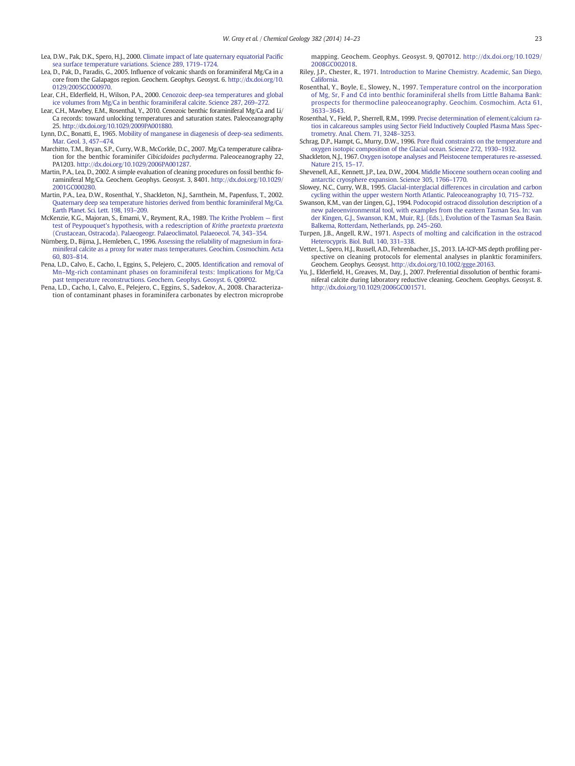Lea, D.W., Pak, D.K., Spero, H.J., 2000. Climate impact of late quaternary equatorial Pacific sea surface temperature variations. Science 289, 1719–1724.

Lea, D., Pak, D., Paradis, G., 2005. Influence of volcanic shards on foraminiferal Mg/Ca in a core from the Galapagos region. Geochem. Geophys. Geosyst. 6. http://dx.doi.org/10.0129/2005GC000970.

Lear, C.H., Elderfield, H., Wilson, P.A., 2000. Cenozoic deep-sea temperatures and global ice volumes from Mg/Ca in benthic foraminiferal calcite. Science 287, 269–272.

Lear, C.H., Mawbey, E.M., Rosenthal, Y., 2010. Cenozoic benthic foraminiferal Mg/Ca and Li/Ca records: toward unlocking temperatures and saturation states. Paleoceanography 25. http://dx.doi.org/10.1029/2009PA001880.

Lynn, D.C., Bonatti, E., 1965. Mobility of manganese in diagenesis of deep-sea sediments. Mar. Geol. 3, 457–474.

Marchitto, T.M., Bryan, S.P., Curry, W.B., McCorkle, D.C., 2007. Mg/Ca temperature calibration for the benthic foraminifer *Cibicidoides pachyderma*. Paleoceanography 22, PA1203. http://dx.doi.org/10.1029/2006PA001287.

Martin, P.A., Lea, D., 2002. A simple evaluation of cleaning procedures on fossil benthic foraminiferal Mg/Ca. Geochem. Geophys. Geosyst. 3, 8401. http://dx.doi.org/10.1029/2001GC000280.

Martin, P.A., Lea, D.W., Rosenthal, Y., Shackleton, N.J., Sarnthein, M., Papenfuss, T., 2002. Quaternary deep sea temperature histories derived from benthic foraminiferal Mg/Ca. Earth Planet. Sci. Lett. 198, 193–209.

McKenzie, K.G., Majoran, S., Emami, V., Reyment, R.A., 1989. The Krithe Problem — first test of Peypouquet's hypothesis, with a redescription of *Krithe praetexta praetexta* (Crustacean, Ostracoda). Palaeogeogr. Palaeoclimatol. Palaeoecol. 74, 343–354.

Nürnberg, D., Bijma, J., Hemleben, C., 1996. Assessing the reliability of magnesium in foraminiferal calcite as a proxy for water mass temperatures. Geochim. Cosmochim. Acta 60, 803–814.

Pena, L.D., Calvo, E., Cacho, I., Eggins, S., Pelejero, C., 2005. Identification and removal of Mn–Mg-rich contaminant phases on foraminiferal tests: Implications for Mg/Ca past temperature reconstructions. Geochem. Geophys. Geosyst. 6, Q09P02.

Pena, L.D., Cacho, I., Calvo, E., Pelejero, C., Eggins, S., Sadekov, A., 2008. Characterization of contaminant phases in foraminifera carbonates by electron microprobe mapping. Geochem. Geophys. Geosyst. 9, Q07012. http://dx.doi.org/10.1029/2008GC002018.

Riley, J.P., Chester, R., 1971. Introduction to Marine Chemistry. Academic, San Diego, California.

Rosenthal, Y., Boyle, E., Slowey, N., 1997. Temperature control on the incorporation of Mg, Sr, F and Cd into benthic foraminiferal shells from Little Bahama Bank: prospects for thermocline paleoceanography. Geochim. Cosmochim. Acta 61, 3633–3643.

Rosenthal, Y., Field, P., Sherrell, R.M., 1999. Precise determination of element/calcium ratios in calcareous samples using Sector Field Inductively Coupled Plasma Mass Spectrometry. Anal. Chem. 71, 3248–3253.

Schrag, D.P., Hampt, G., Murry, D.W., 1996. Pore fluid constraints on the temperature and oxygen isotopic composition of the Glacial ocean. Science 272, 1930–1932.

Shackleton, N.J., 1967. Oxygen isotope analyses and Pleistocene temperatures re-assessed. Nature 215, 15–17.

Shevenell, A.E., Kennett, J.P., Lea, D.W., 2004. Middle Miocene southern ocean cooling and antarctic cryosphere expansion. Science 305, 1766–1770.

Slowey, N.C., Curry, W.B., 1995. Glacial-interglacial differences in circulation and carbon cycling within the upper western North Atlantic. Paleoceanography 10, 715–732.

Swanson, K.M., van der Lingen, G.J., 1994. Podocopid ostracod dissolution description of a new paleoenvironmental tool, with examples from the eastern Tasman Sea. In: van der Kingen, G.J., Swanson, K.M., Muir, R.J. (Eds.), Evolution of the Tasman Sea Basin. Balkema, Rotterdam, Netherlands, pp. 245–260.

Turpen, J.B., Angell, R.W., 1971. Aspects of molting and calcification in the ostracod Heterocypris. Biol. Bull. 140, 331–338.

Vetter, L., Spero, H.J., Russell, A.D., Fehrenbacher, J.S., 2013. LA-ICP-MS depth profiling perspective on cleaning protocols for elemental analyses in planktic foraminifers. Geochem. Geophys. Geosyst. http://dx.doi.org/10.1002/ggge.20163.

Yu, J., Elderfield, H., Greaves, M., Day, J., 2007. Preferential dissolution of benthic foraminiferal calcite during laboratory reductive cleaning. Geochem. Geophys. Geosyst. 8. http://dx.doi.org/10.1029/2006GC001571.